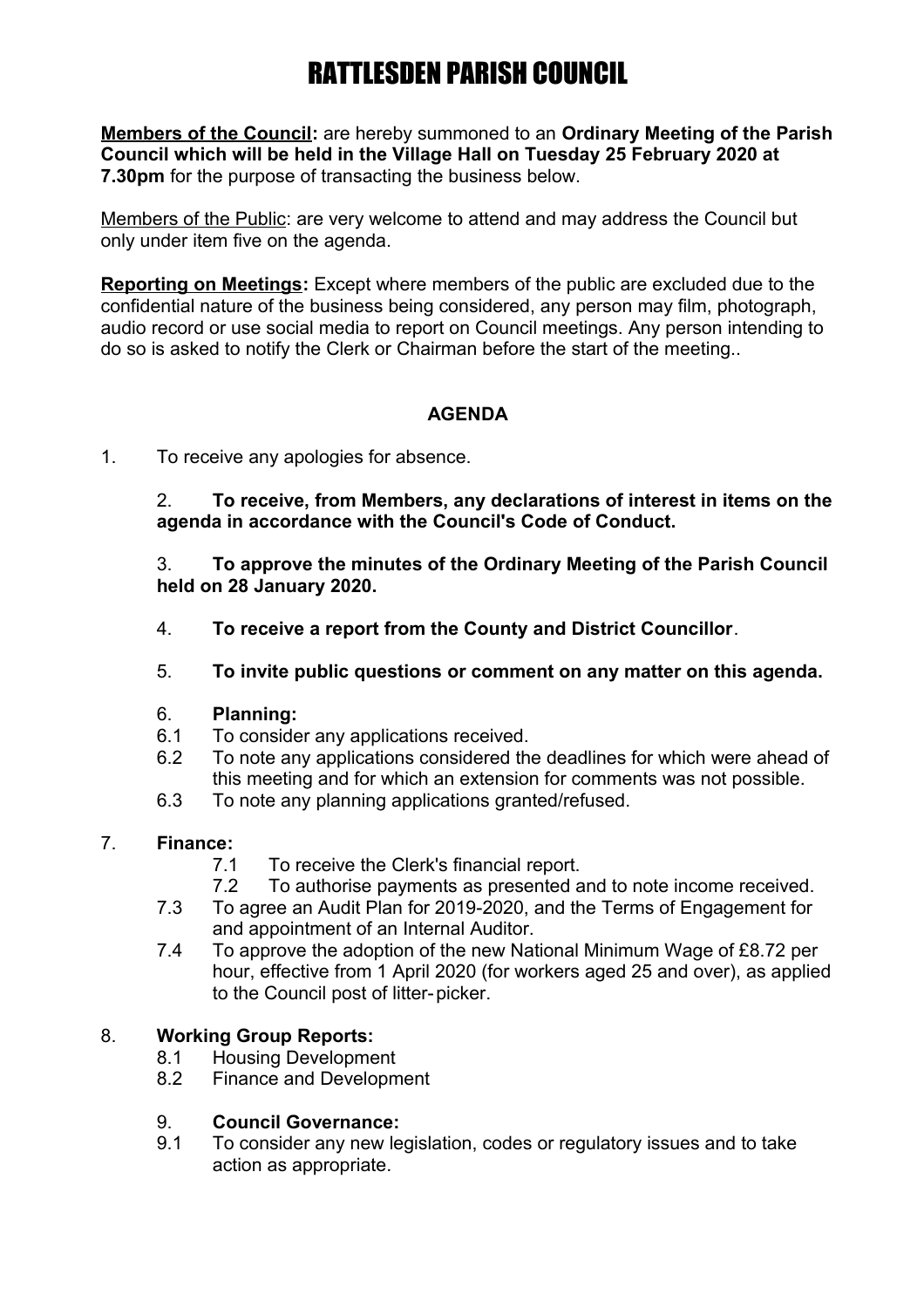# RATTLESDEN PARISH COUNCIL

**Members of the Council:** are hereby summoned to an **Ordinary Meeting of the Parish Council which will be held in the Village Hall on Tuesday 25 February 2020 at 7.30pm** for the purpose of transacting the business below.

Members of the Public: are very welcome to attend and may address the Council but only under item five on the agenda.

**Reporting on Meetings:** Except where members of the public are excluded due to the confidential nature of the business being considered, any person may film, photograph, audio record or use social media to report on Council meetings. Any person intending to do so is asked to notify the Clerk or Chairman before the start of the meeting..

**AGENDA**

1. To receive any apologies for absence.

2. **To receive, from Members, any declarations of interest in items on the agenda in accordance with the Council's Code of Conduct.**

3. **To approve the minutes of the Ordinary Meeting of the Parish Council held on 28 January 2020.**

4. **To receive a report from the County and District Councillor**.

5. **To invite public questions or comment on any matter on this agenda.**

6. **Planning:**
   - 6.1 To consider any applications received.
   - 6.2 To note any applications considered the deadlines for which were ahead of this meeting and for which an extension for comments was not possible.
   - 6.3 To note any planning applications granted/refused.

7. **Finance:**
   - 7.1 To receive the Clerk's financial report.
   - 7.2 To authorise payments as presented and to note income received.
   - 7.3 To agree an Audit Plan for 2019-2020, and the Terms of Engagement for and appointment of an Internal Auditor.
   - 7.4 To approve the adoption of the new National Minimum Wage of £8.72 per hour, effective from 1 April 2020 (for workers aged 25 and over), as applied to the Council post of litter-picker.

8. **Working Group Reports:**
   - 8.1 Housing Development
   - 8.2 Finance and Development

9. **Council Governance:**
   - 9.1 To consider any new legislation, codes or regulatory issues and to take action as appropriate.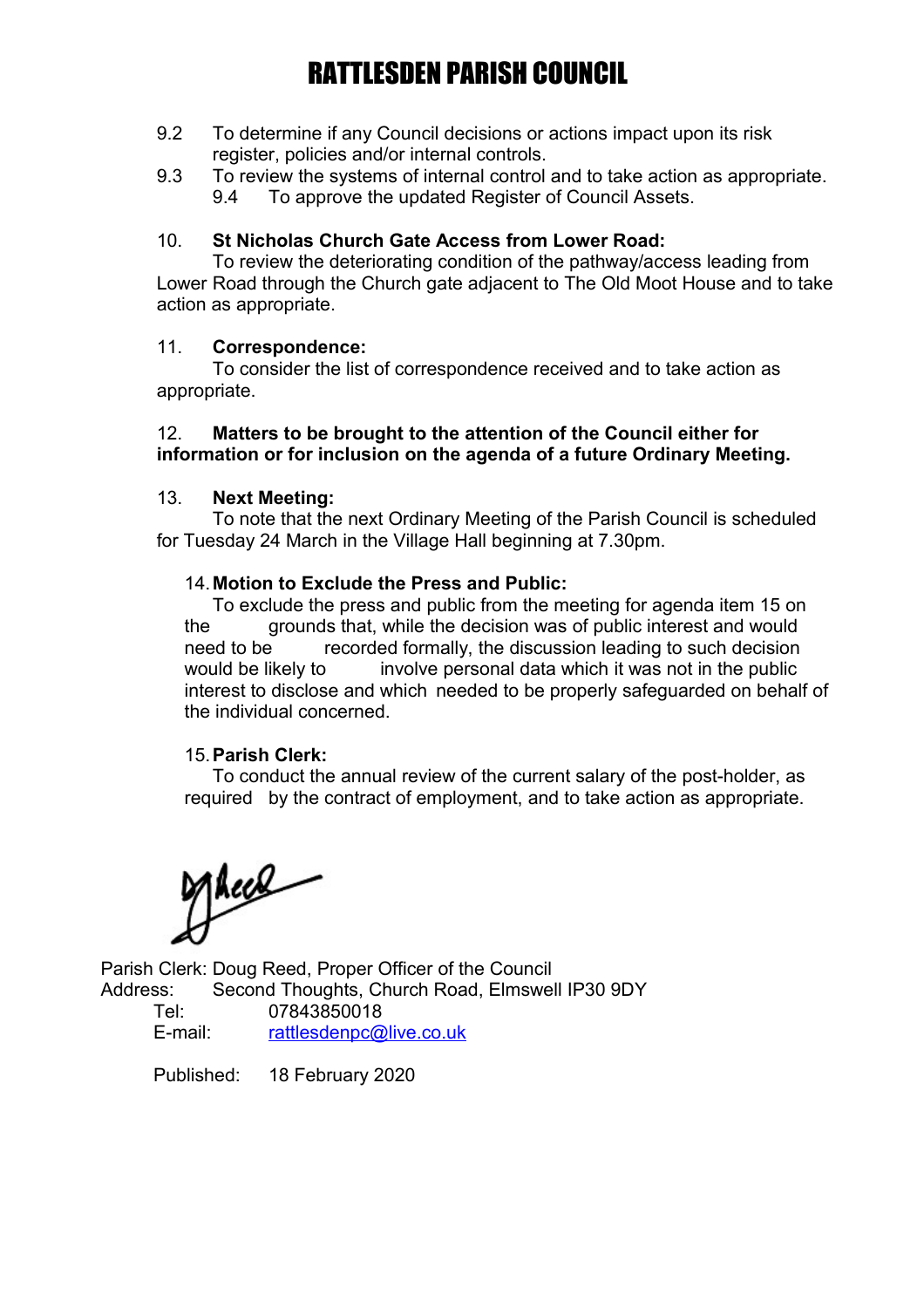# RATTLESDEN PARISH COUNCIL

9.2 To determine if any Council decisions or actions impact upon its risk register, policies and/or internal controls.

9.3 To review the systems of internal control and to take action as appropriate.

9.4 To approve the updated Register of Council Assets.

10. **St Nicholas Church Gate Access from Lower Road:**

To review the deteriorating condition of the pathway/access leading from Lower Road through the Church gate adjacent to The Old Moot House and to take action as appropriate.

11. **Correspondence:**

To consider the list of correspondence received and to take action as appropriate.

12. **Matters to be brought to the attention of the Council either for information or for inclusion on the agenda of a future Ordinary Meeting.**

13. **Next Meeting:**

To note that the next Ordinary Meeting of the Parish Council is scheduled for Tuesday 24 March in the Village Hall beginning at 7.30pm.

14. **Motion to Exclude the Press and Public:**

To exclude the press and public from the meeting for agenda item 15 on the grounds that, while the decision was of public interest and would need to be recorded formally, the discussion leading to such decision would be likely to involve personal data which it was not in the public interest to disclose and which needed to be properly safeguarded on behalf of the individual concerned.

15. **Parish Clerk:**

To conduct the annual review of the current salary of the post-holder, as required by the contract of employment, and to take action as appropriate.

Parish Clerk: Doug Reed, Proper Officer of the Council
Address: Second Thoughts, Church Road, Elmswell IP30 9DY
Tel: 07843850018
E-mail: rattlesdenpc@live.co.uk

Published: 18 February 2020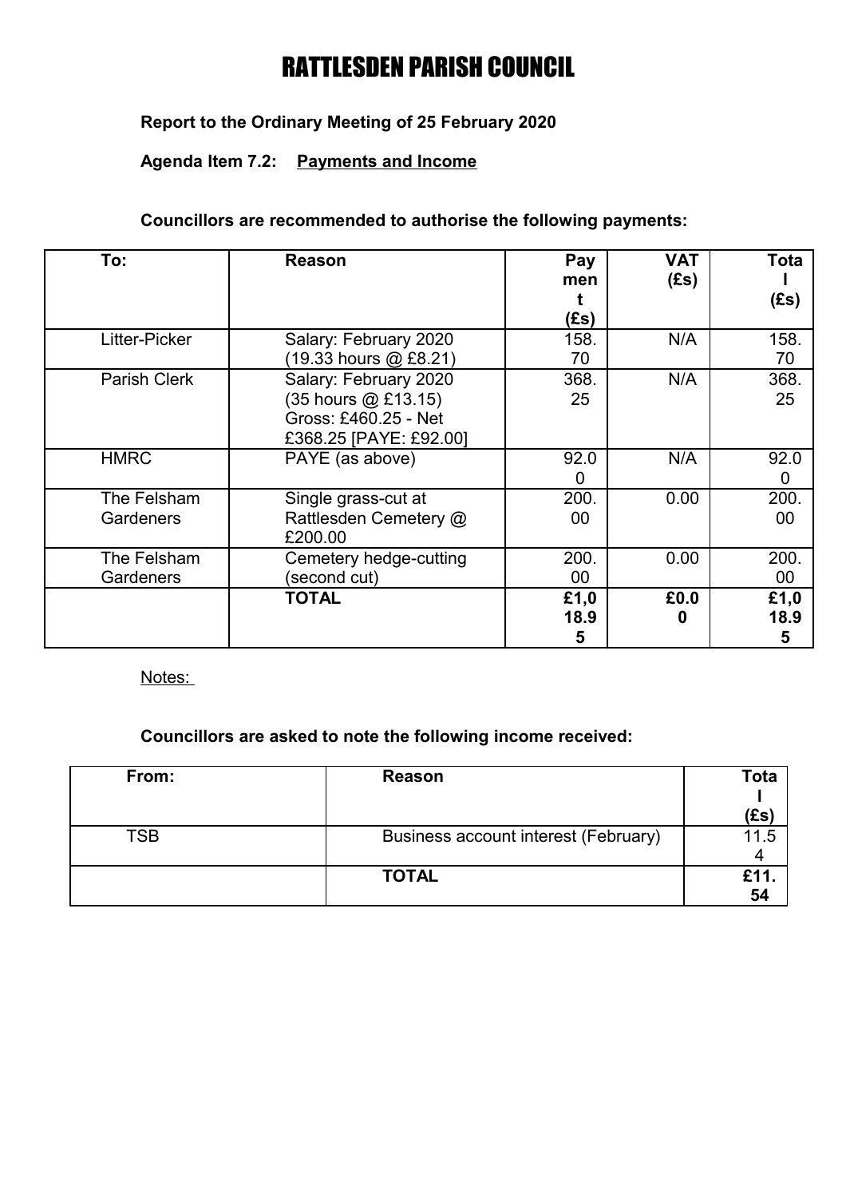# RATTLESDEN PARISH COUNCIL

**Report to the Ordinary Meeting of 25 February 2020**

**Agenda Item 7.2: Payments and Income**

**Councillors are recommended to authorise the following payments:**

| To: | Reason | Payment (£s) | VAT (£s) | Total (£s) |
|---|---|---|---|---|
| Litter-Picker | Salary: February 2020 (19.33 hours @ £8.21) | 158.70 | N/A | 158.70 |
| Parish Clerk | Salary: February 2020 (35 hours @ £13.15) Gross: £460.25 - Net £368.25 [PAYE: £92.00] | 368.25 | N/A | 368.25 |
| HMRC | PAYE (as above) | 92.00 | N/A | 92.00 |
| The Felsham Gardeners | Single grass-cut at Rattlesden Cemetery @ £200.00 | 200.00 | 0.00 | 200.00 |
| The Felsham Gardeners | Cemetery hedge-cutting (second cut) | 200.00 | 0.00 | 200.00 |
| | **TOTAL** | **£1,018.95** | **£0.00** | **£1,018.95** |

Notes:

**Councillors are asked to note the following income received:**

| From: | Reason | Total (£s) |
|---|---|---|
| TSB | Business account interest (February) | 11.54 |
| | **TOTAL** | **£11.54** |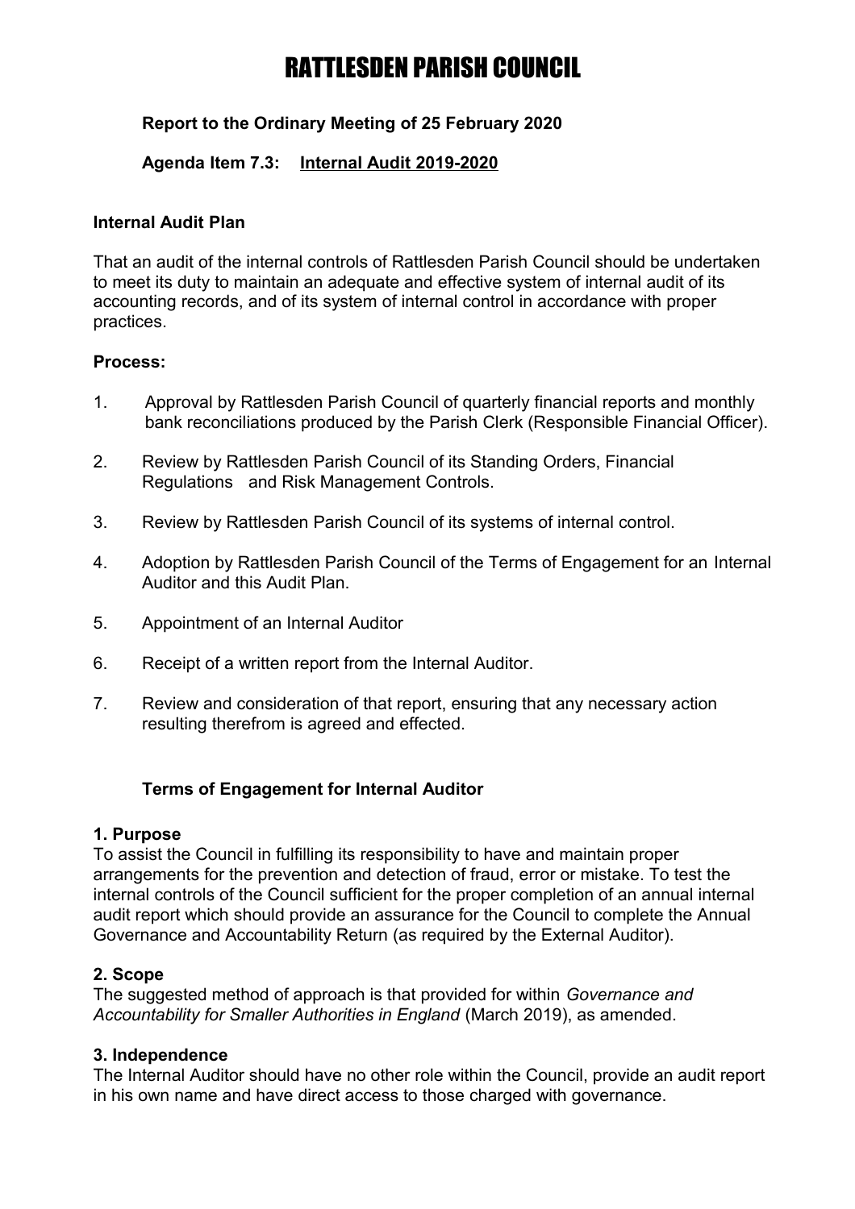// RATTLESDEN PARISH COUNCIL

**Report to the Ordinary Meeting of 25 February 2020**

**Agenda Item 7.3: Internal Audit 2019-2020**

### Internal Audit Plan

That an audit of the internal controls of Rattlesden Parish Council should be undertaken to meet its duty to maintain an adequate and effective system of internal audit of its accounting records, and of its system of internal control in accordance with proper practices.

### Process:

1. Approval by Rattlesden Parish Council of quarterly financial reports and monthly bank reconciliations produced by the Parish Clerk (Responsible Financial Officer).
2. Review by Rattlesden Parish Council of its Standing Orders, Financial Regulations and Risk Management Controls.
3. Review by Rattlesden Parish Council of its systems of internal control.
4. Adoption by Rattlesden Parish Council of the Terms of Engagement for an Internal Auditor and this Audit Plan.
5. Appointment of an Internal Auditor
6. Receipt of a written report from the Internal Auditor.
7. Review and consideration of that report, ensuring that any necessary action resulting therefrom is agreed and effected.

## Terms of Engagement for Internal Auditor

### 1. Purpose

To assist the Council in fulfilling its responsibility to have and maintain proper arrangements for the prevention and detection of fraud, error or mistake. To test the internal controls of the Council sufficient for the proper completion of an annual internal audit report which should provide an assurance for the Council to complete the Annual Governance and Accountability Return (as required by the External Auditor).

### 2. Scope

The suggested method of approach is that provided for within *Governance and Accountability for Smaller Authorities in England* (March 2019), as amended.

### 3. Independence

The Internal Auditor should have no other role within the Council, provide an audit report in his own name and have direct access to those charged with governance.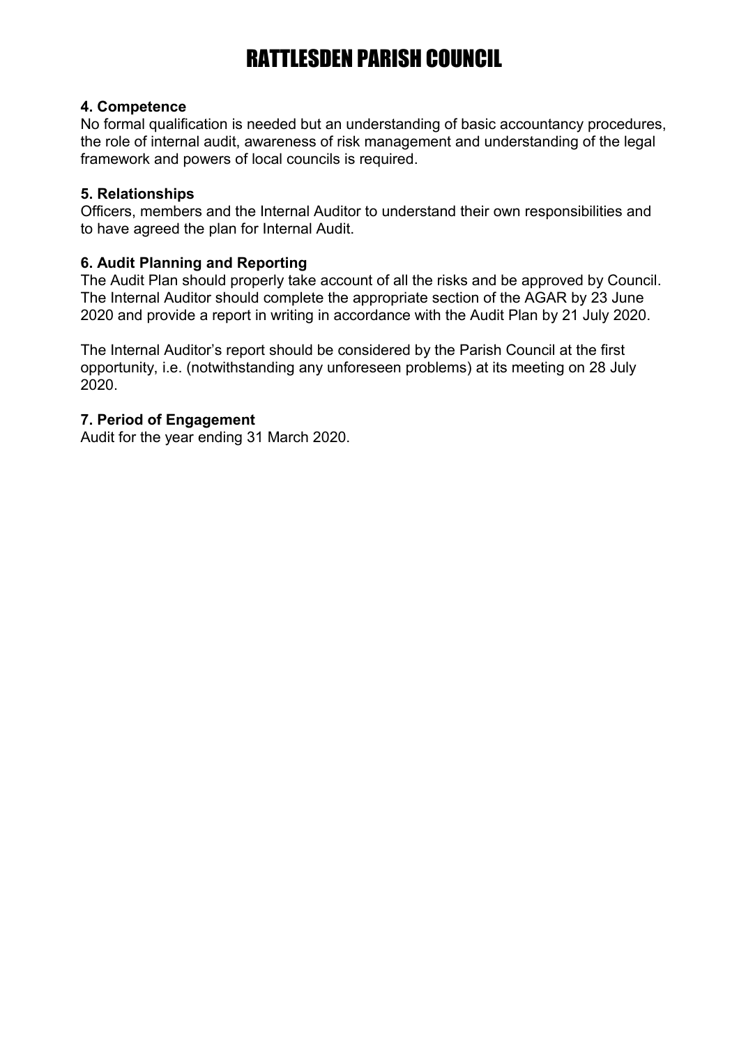#### 4. Competence

No formal qualification is needed but an understanding of basic accountancy procedures, the role of internal audit, awareness of risk management and understanding of the legal framework and powers of local councils is required.

#### 5. Relationships

Officers, members and the Internal Auditor to understand their own responsibilities and to have agreed the plan for Internal Audit.

#### 6. Audit Planning and Reporting

The Audit Plan should properly take account of all the risks and be approved by Council. The Internal Auditor should complete the appropriate section of the AGAR by 23 June 2020 and provide a report in writing in accordance with the Audit Plan by 21 July 2020.

The Internal Auditor's report should be considered by the Parish Council at the first opportunity, i.e. (notwithstanding any unforeseen problems) at its meeting on 28 July 2020.

#### 7. Period of Engagement

Audit for the year ending 31 March 2020.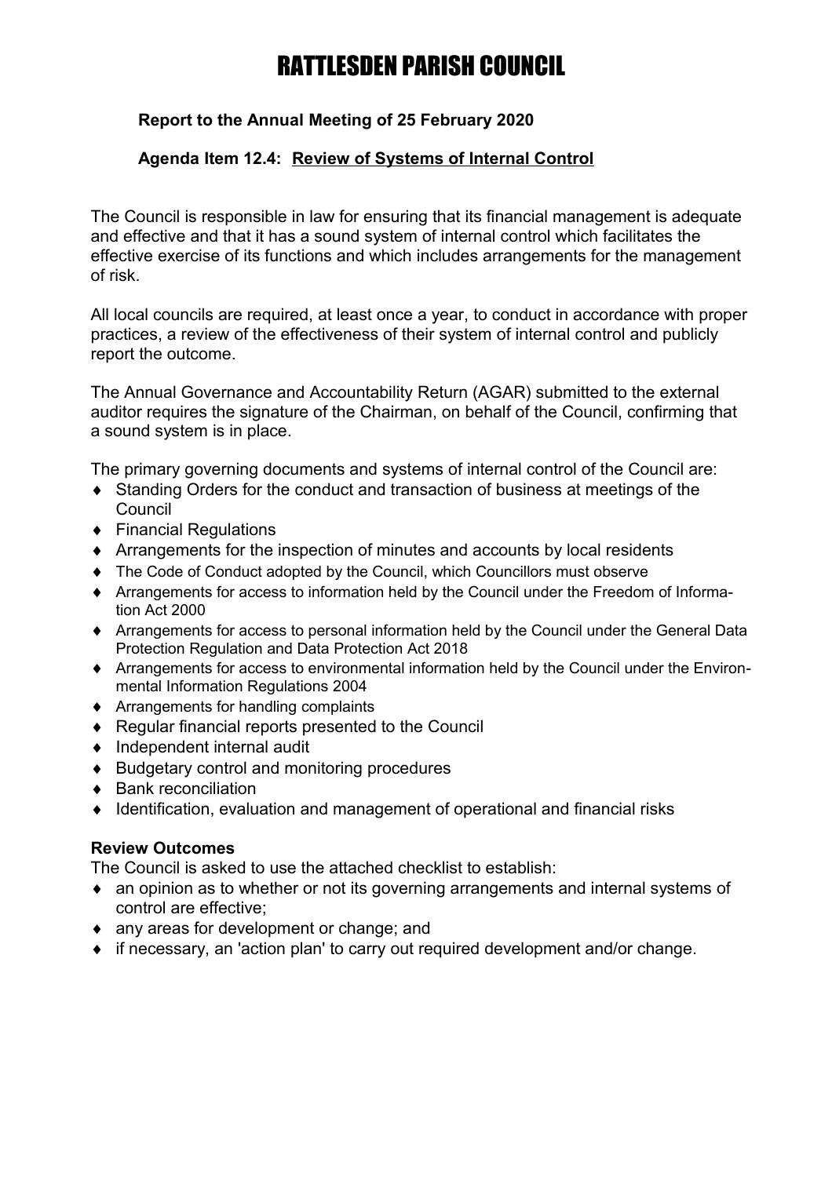# RATTLESDEN PARISH COUNCIL

**Report to the Annual Meeting of 25 February 2020**

**Agenda Item 12.4: <u>Review of Systems of Internal Control</u>**

The Council is responsible in law for ensuring that its financial management is adequate and effective and that it has a sound system of internal control which facilitates the effective exercise of its functions and which includes arrangements for the management of risk.

All local councils are required, at least once a year, to conduct in accordance with proper practices, a review of the effectiveness of their system of internal control and publicly report the outcome.

The Annual Governance and Accountability Return (AGAR) submitted to the external auditor requires the signature of the Chairman, on behalf of the Council, confirming that a sound system is in place.

The primary governing documents and systems of internal control of the Council are:

- Standing Orders for the conduct and transaction of business at meetings of the Council
- Financial Regulations
- Arrangements for the inspection of minutes and accounts by local residents
- The Code of Conduct adopted by the Council, which Councillors must observe
- Arrangements for access to information held by the Council under the Freedom of Information Act 2000
- Arrangements for access to personal information held by the Council under the General Data Protection Regulation and Data Protection Act 2018
- Arrangements for access to environmental information held by the Council under the Environmental Information Regulations 2004
- Arrangements for handling complaints
- Regular financial reports presented to the Council
- Independent internal audit
- Budgetary control and monitoring procedures
- Bank reconciliation
- Identification, evaluation and management of operational and financial risks

**Review Outcomes**

The Council is asked to use the attached checklist to establish:

- an opinion as to whether or not its governing arrangements and internal systems of control are effective;
- any areas for development or change; and
- if necessary, an 'action plan' to carry out required development and/or change.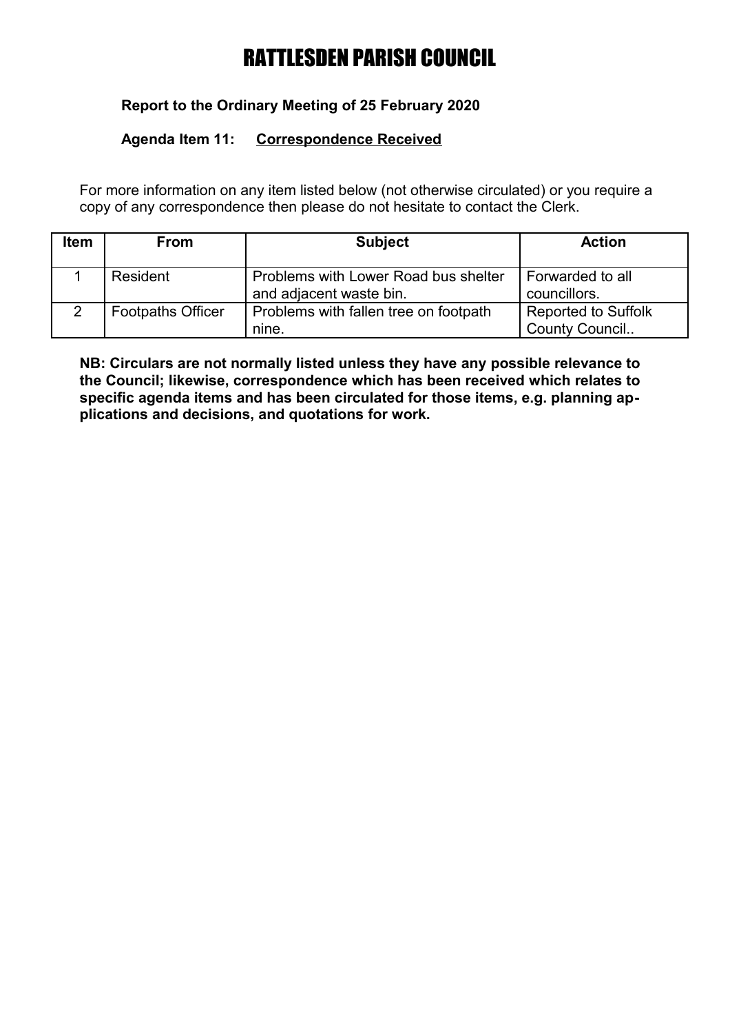# RATTLESDEN PARISH COUNCIL

**Report to the Ordinary Meeting of 25 February 2020**

**Agenda Item 11: <u>Correspondence Received</u>**

For more information on any item listed below (not otherwise circulated) or you require a copy of any correspondence then please do not hesitate to contact the Clerk.

| Item | From | Subject | Action |
|---|---|---|---|
| 1 | Resident | Problems with Lower Road bus shelter and adjacent waste bin. | Forwarded to all councillors. |
| 2 | Footpaths Officer | Problems with fallen tree on footpath nine. | Reported to Suffolk County Council.. |

**NB: Circulars are not normally listed unless they have any possible relevance to the Council; likewise, correspondence which has been received which relates to specific agenda items and has been circulated for those items, e.g. planning applications and decisions, and quotations for work.**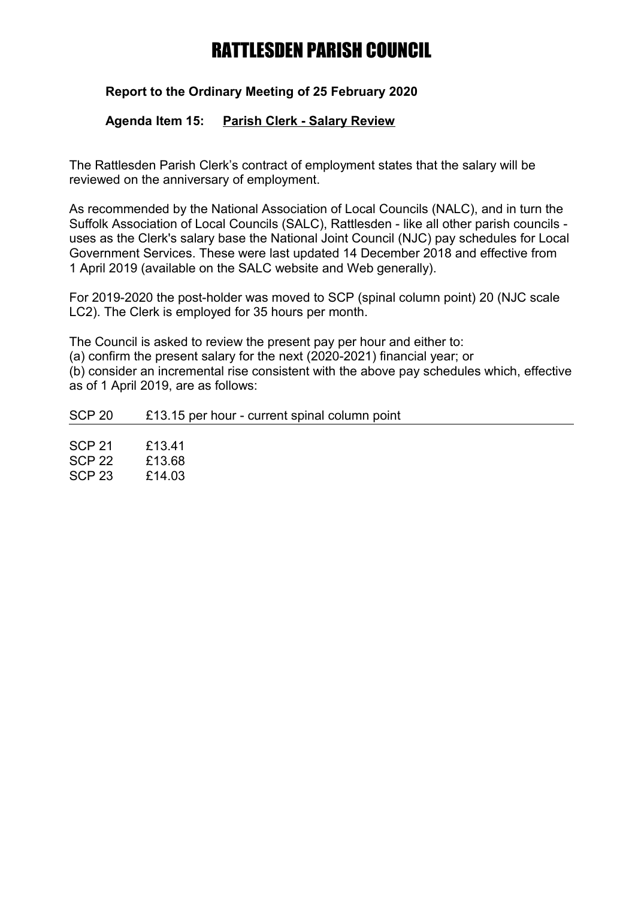# RATTLESDEN PARISH COUNCIL

**Report to the Ordinary Meeting of 25 February 2020**

**Agenda Item 15: Parish Clerk - Salary Review**

The Rattlesden Parish Clerk's contract of employment states that the salary will be reviewed on the anniversary of employment.

As recommended by the National Association of Local Councils (NALC), and in turn the Suffolk Association of Local Councils (SALC), Rattlesden - like all other parish councils - uses as the Clerk's salary base the National Joint Council (NJC) pay schedules for Local Government Services. These were last updated 14 December 2018 and effective from 1 April 2019 (available on the SALC website and Web generally).

For 2019-2020 the post-holder was moved to SCP (spinal column point) 20 (NJC scale LC2). The Clerk is employed for 35 hours per month.

The Council is asked to review the present pay per hour and either to:
(a) confirm the present salary for the next (2020-2021) financial year; or
(b) consider an incremental rise consistent with the above pay schedules which, effective as of 1 April 2019, are as follows:

| | |
|---|---|
| SCP 20 | £13.15 per hour - current spinal column point |
| SCP 21 | £13.41 |
| SCP 22 | £13.68 |
| SCP 23 | £14.03 |